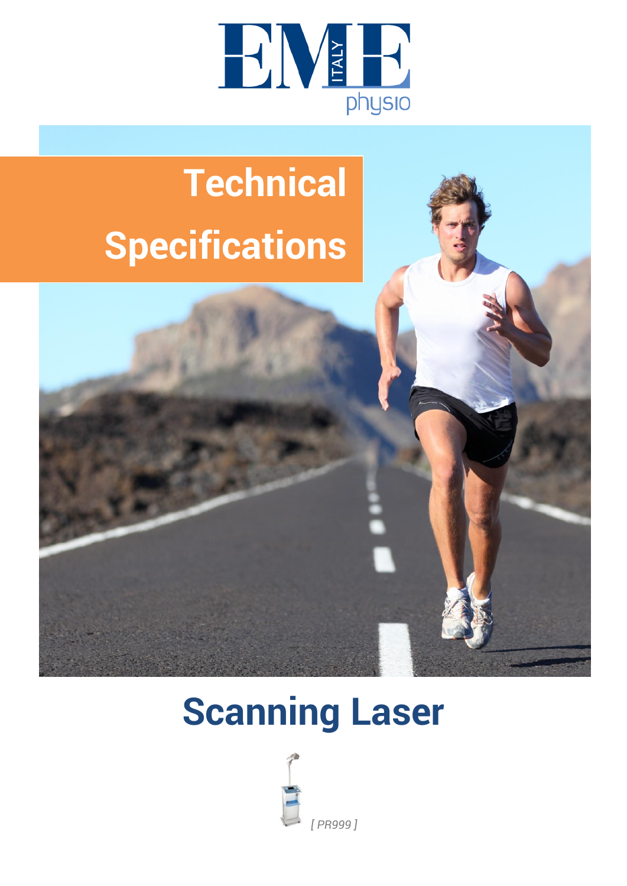EME ITALY physio

# Technical Specifications

# Scanning Laser

*[ PR999 ]*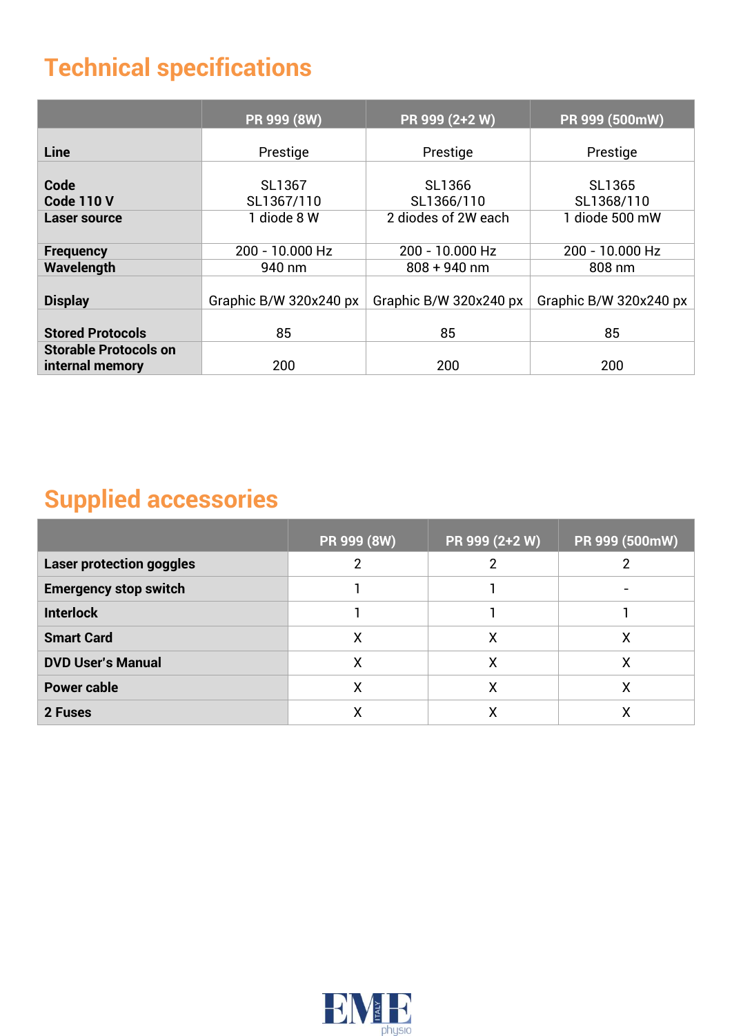## Technical specifications

| | PR 999 (8W) | PR 999 (2+2 W) | PR 999 (500mW) |
|---|---|---|---|
| **Line** | Prestige | Prestige | Prestige |
| **Code**<br>**Code 110 V** | SL1367<br>SL1367/110 | SL1366<br>SL1366/110 | SL1365<br>SL1368/110 |
| **Laser source** | 1 diode 8 W | 2 diodes of 2W each | 1 diode 500 mW |
| **Frequency** | 200 - 10.000 Hz | 200 - 10.000 Hz | 200 - 10.000 Hz |
| **Wavelength** | 940 nm | 808 + 940 nm | 808 nm |
| **Display** | Graphic B/W 320x240 px | Graphic B/W 320x240 px | Graphic B/W 320x240 px |
| **Stored Protocols** | 85 | 85 | 85 |
| **Storable Protocols on internal memory** | 200 | 200 | 200 |

## Supplied accessories

| | PR 999 (8W) | PR 999 (2+2 W) | PR 999 (500mW) |
|---|---|---|---|
| **Laser protection goggles** | 2 | 2 | 2 |
| **Emergency stop switch** | 1 | 1 | - |
| **Interlock** | 1 | 1 | 1 |
| **Smart Card** | X | X | X |
| **DVD User's Manual** | X | X | X |
| **Power cable** | X | X | X |
| **2 Fuses** | X | X | X |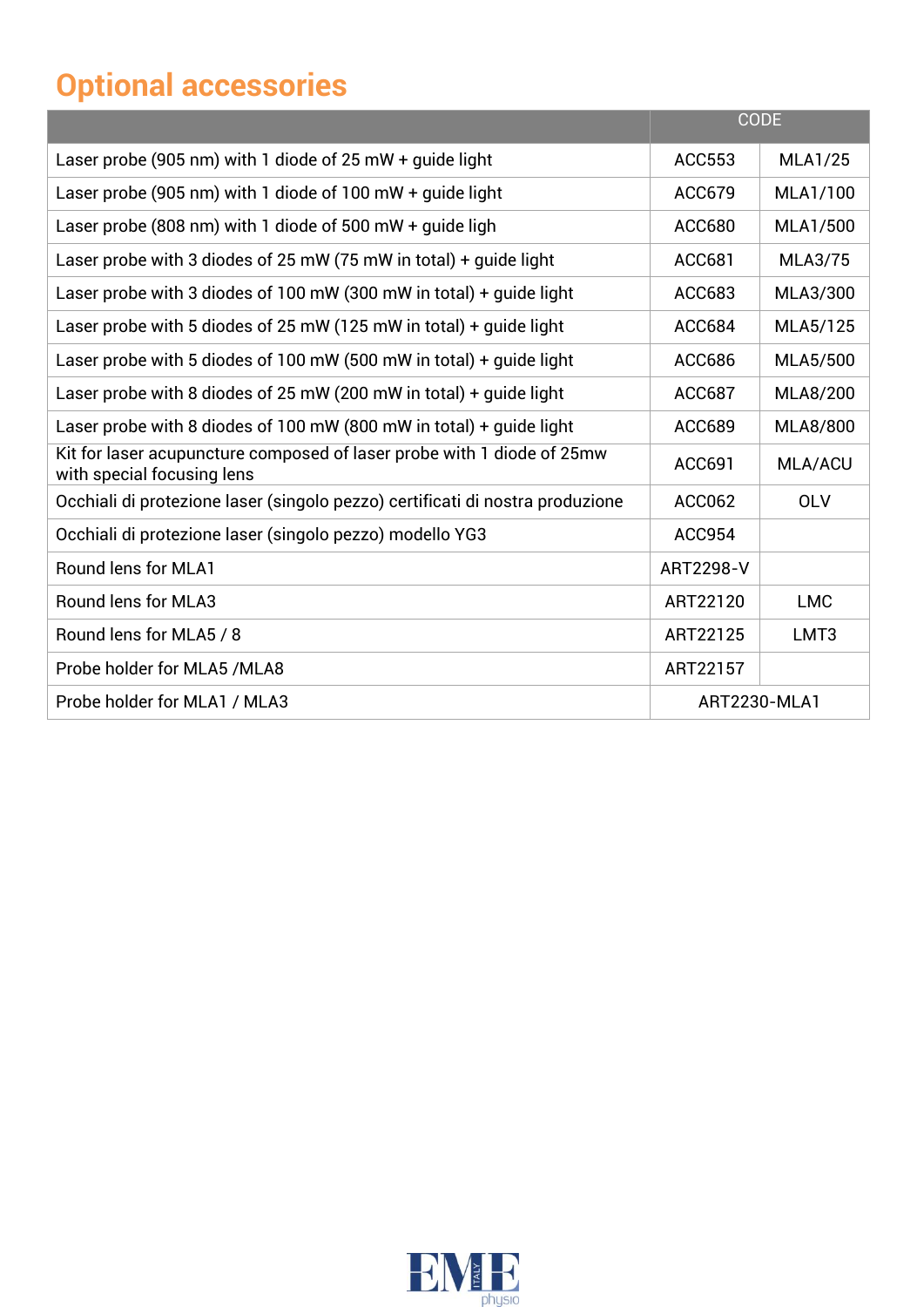## Optional accessories

| | CODE | |
|---|---|---|
| Laser probe (905 nm) with 1 diode of 25 mW + guide light | ACC553 | MLA1/25 |
| Laser probe (905 nm) with 1 diode of 100 mW + guide light | ACC679 | MLA1/100 |
| Laser probe (808 nm) with 1 diode of 500 mW + guide ligh | ACC680 | MLA1/500 |
| Laser probe with 3 diodes of 25 mW (75 mW in total) + guide light | ACC681 | MLA3/75 |
| Laser probe with 3 diodes of 100 mW (300 mW in total) + guide light | ACC683 | MLA3/300 |
| Laser probe with 5 diodes of 25 mW (125 mW in total) + guide light | ACC684 | MLA5/125 |
| Laser probe with 5 diodes of 100 mW (500 mW in total) + guide light | ACC686 | MLA5/500 |
| Laser probe with 8 diodes of 25 mW (200 mW in total) + guide light | ACC687 | MLA8/200 |
| Laser probe with 8 diodes of 100 mW (800 mW in total) + guide light | ACC689 | MLA8/800 |
| Kit for laser acupuncture composed of laser probe with 1 diode of 25mw with special focusing lens | ACC691 | MLA/ACU |
| Occhiali di protezione laser (singolo pezzo) certificati di nostra produzione | ACC062 | OLV |
| Occhiali di protezione laser (singolo pezzo) modello YG3 | ACC954 | |
| Round lens for MLA1 | ART2298-V | |
| Round lens for MLA3 | ART22120 | LMC |
| Round lens for MLA5 / 8 | ART22125 | LMT3 |
| Probe holder for MLA5 /MLA8 | ART22157 | |
| Probe holder for MLA1 / MLA3 | ART2230-MLA1 | |